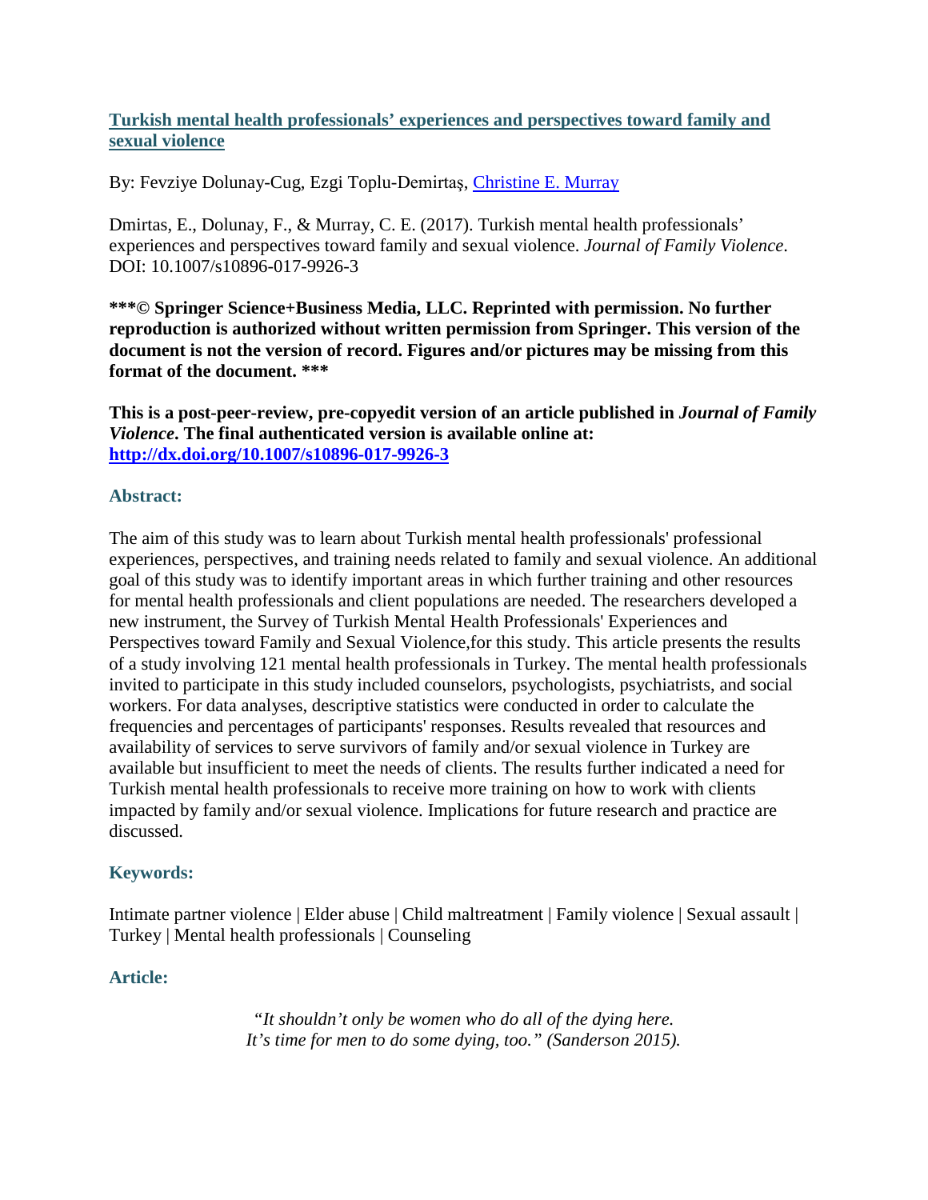# [Turkish mental health professionals' experiences and perspectives toward family and sexual violence](#)

By: Fevziye Dolunay-Cug, Ezgi Toplu-Demirtaş, [Christine E. Murray](#)

Dmirtas, E., Dolunay, F., & Murray, C. E. (2017). Turkish mental health professionals' experiences and perspectives toward family and sexual violence. *Journal of Family Violence*. DOI: 10.1007/s10896-017-9926-3

**\*\*\*© Springer Science+Business Media, LLC. Reprinted with permission. No further reproduction is authorized without written permission from Springer. This version of the document is not the version of record. Figures and/or pictures may be missing from this format of the document. \*\*\***

**This is a post-peer-review, pre-copyedit version of an article published in *Journal of Family Violence*. The final authenticated version is available online at: [http://dx.doi.org/10.1007/s10896-017-9926-3](http://dx.doi.org/10.1007/s10896-017-9926-3)**

## Abstract:

The aim of this study was to learn about Turkish mental health professionals' professional experiences, perspectives, and training needs related to family and sexual violence. An additional goal of this study was to identify important areas in which further training and other resources for mental health professionals and client populations are needed. The researchers developed a new instrument, the Survey of Turkish Mental Health Professionals' Experiences and Perspectives toward Family and Sexual Violence,for this study. This article presents the results of a study involving 121 mental health professionals in Turkey. The mental health professionals invited to participate in this study included counselors, psychologists, psychiatrists, and social workers. For data analyses, descriptive statistics were conducted in order to calculate the frequencies and percentages of participants' responses. Results revealed that resources and availability of services to serve survivors of family and/or sexual violence in Turkey are available but insufficient to meet the needs of clients. The results further indicated a need for Turkish mental health professionals to receive more training on how to work with clients impacted by family and/or sexual violence. Implications for future research and practice are discussed.

## Keywords:

Intimate partner violence | Elder abuse | Child maltreatment | Family violence | Sexual assault | Turkey | Mental health professionals | Counseling

## Article:

> *"It shouldn't only be women who do all of the dying here.*
> *It's time for men to do some dying, too." (Sanderson 2015).*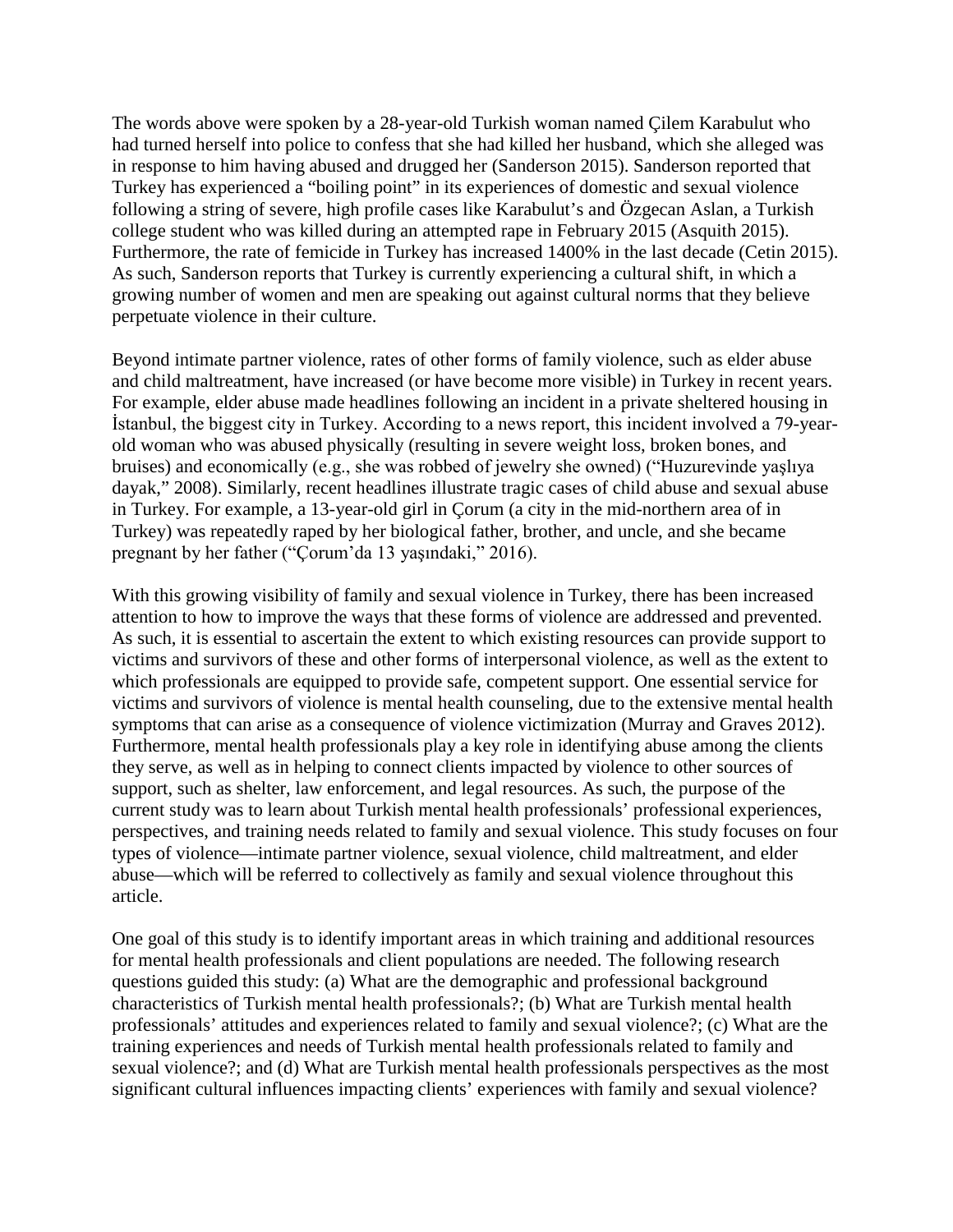The words above were spoken by a 28-year-old Turkish woman named Çilem Karabulut who had turned herself into police to confess that she had killed her husband, which she alleged was in response to him having abused and drugged her (Sanderson 2015). Sanderson reported that Turkey has experienced a "boiling point" in its experiences of domestic and sexual violence following a string of severe, high profile cases like Karabulut's and Özgecan Aslan, a Turkish college student who was killed during an attempted rape in February 2015 (Asquith 2015). Furthermore, the rate of femicide in Turkey has increased 1400% in the last decade (Cetin 2015). As such, Sanderson reports that Turkey is currently experiencing a cultural shift, in which a growing number of women and men are speaking out against cultural norms that they believe perpetuate violence in their culture.

Beyond intimate partner violence, rates of other forms of family violence, such as elder abuse and child maltreatment, have increased (or have become more visible) in Turkey in recent years. For example, elder abuse made headlines following an incident in a private sheltered housing in İstanbul, the biggest city in Turkey. According to a news report, this incident involved a 79-year-old woman who was abused physically (resulting in severe weight loss, broken bones, and bruises) and economically (e.g., she was robbed of jewelry she owned) ("Huzurevinde yaşlıya dayak," 2008). Similarly, recent headlines illustrate tragic cases of child abuse and sexual abuse in Turkey. For example, a 13-year-old girl in Çorum (a city in the mid-northern area of in Turkey) was repeatedly raped by her biological father, brother, and uncle, and she became pregnant by her father ("Çorum'da 13 yaşındaki," 2016).

With this growing visibility of family and sexual violence in Turkey, there has been increased attention to how to improve the ways that these forms of violence are addressed and prevented. As such, it is essential to ascertain the extent to which existing resources can provide support to victims and survivors of these and other forms of interpersonal violence, as well as the extent to which professionals are equipped to provide safe, competent support. One essential service for victims and survivors of violence is mental health counseling, due to the extensive mental health symptoms that can arise as a consequence of violence victimization (Murray and Graves 2012). Furthermore, mental health professionals play a key role in identifying abuse among the clients they serve, as well as in helping to connect clients impacted by violence to other sources of support, such as shelter, law enforcement, and legal resources. As such, the purpose of the current study was to learn about Turkish mental health professionals' professional experiences, perspectives, and training needs related to family and sexual violence. This study focuses on four types of violence—intimate partner violence, sexual violence, child maltreatment, and elder abuse—which will be referred to collectively as family and sexual violence throughout this article.

One goal of this study is to identify important areas in which training and additional resources for mental health professionals and client populations are needed. The following research questions guided this study: (a) What are the demographic and professional background characteristics of Turkish mental health professionals?; (b) What are Turkish mental health professionals' attitudes and experiences related to family and sexual violence?; (c) What are the training experiences and needs of Turkish mental health professionals related to family and sexual violence?; and (d) What are Turkish mental health professionals perspectives as the most significant cultural influences impacting clients' experiences with family and sexual violence?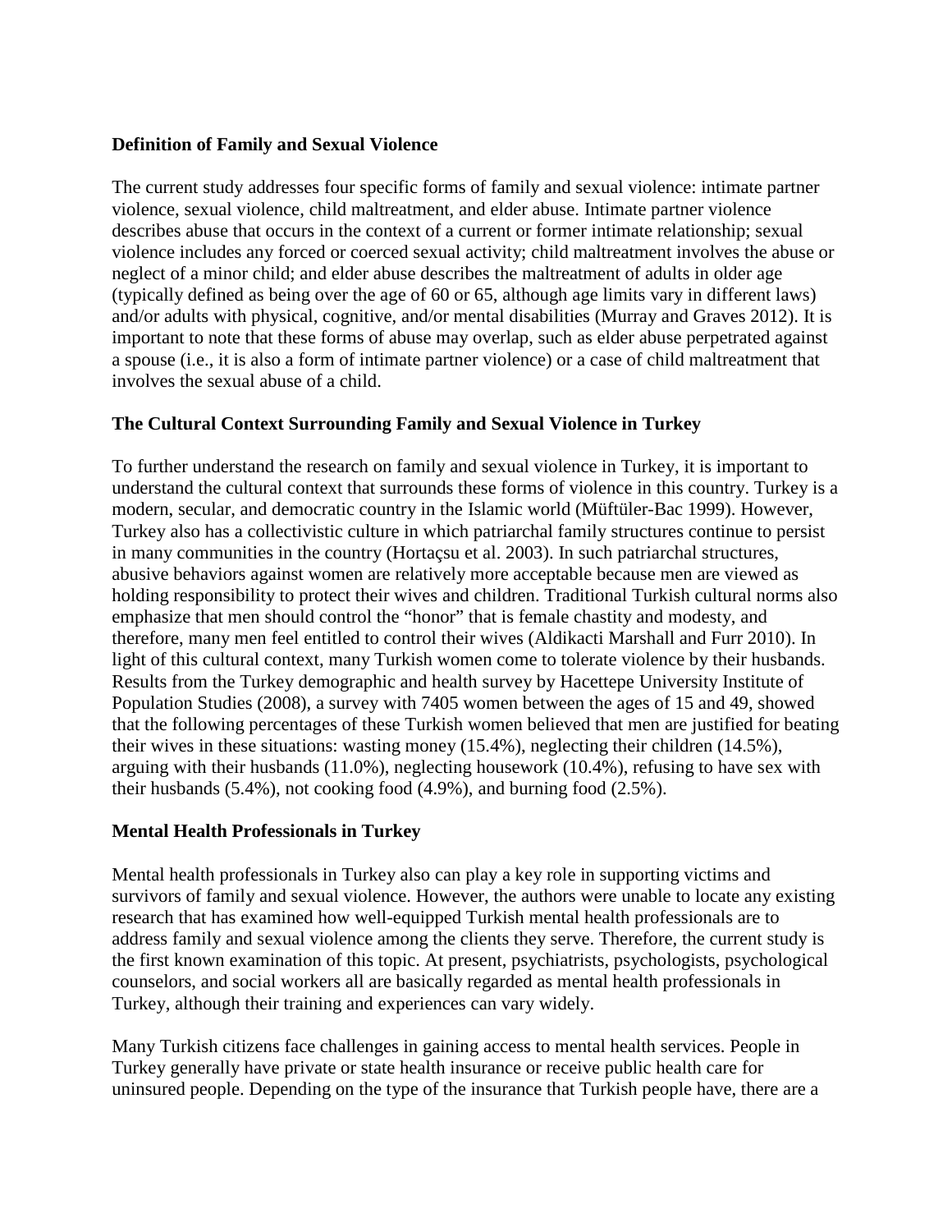## Definition of Family and Sexual Violence

The current study addresses four specific forms of family and sexual violence: intimate partner violence, sexual violence, child maltreatment, and elder abuse. Intimate partner violence describes abuse that occurs in the context of a current or former intimate relationship; sexual violence includes any forced or coerced sexual activity; child maltreatment involves the abuse or neglect of a minor child; and elder abuse describes the maltreatment of adults in older age (typically defined as being over the age of 60 or 65, although age limits vary in different laws) and/or adults with physical, cognitive, and/or mental disabilities (Murray and Graves 2012). It is important to note that these forms of abuse may overlap, such as elder abuse perpetrated against a spouse (i.e., it is also a form of intimate partner violence) or a case of child maltreatment that involves the sexual abuse of a child.

## The Cultural Context Surrounding Family and Sexual Violence in Turkey

To further understand the research on family and sexual violence in Turkey, it is important to understand the cultural context that surrounds these forms of violence in this country. Turkey is a modern, secular, and democratic country in the Islamic world (Müftüler-Bac 1999). However, Turkey also has a collectivistic culture in which patriarchal family structures continue to persist in many communities in the country (Hortaçsu et al. 2003). In such patriarchal structures, abusive behaviors against women are relatively more acceptable because men are viewed as holding responsibility to protect their wives and children. Traditional Turkish cultural norms also emphasize that men should control the "honor" that is female chastity and modesty, and therefore, many men feel entitled to control their wives (Aldikacti Marshall and Furr 2010). In light of this cultural context, many Turkish women come to tolerate violence by their husbands. Results from the Turkey demographic and health survey by Hacettepe University Institute of Population Studies (2008), a survey with 7405 women between the ages of 15 and 49, showed that the following percentages of these Turkish women believed that men are justified for beating their wives in these situations: wasting money (15.4%), neglecting their children (14.5%), arguing with their husbands (11.0%), neglecting housework (10.4%), refusing to have sex with their husbands (5.4%), not cooking food (4.9%), and burning food (2.5%).

## Mental Health Professionals in Turkey

Mental health professionals in Turkey also can play a key role in supporting victims and survivors of family and sexual violence. However, the authors were unable to locate any existing research that has examined how well-equipped Turkish mental health professionals are to address family and sexual violence among the clients they serve. Therefore, the current study is the first known examination of this topic. At present, psychiatrists, psychologists, psychological counselors, and social workers all are basically regarded as mental health professionals in Turkey, although their training and experiences can vary widely.

Many Turkish citizens face challenges in gaining access to mental health services. People in Turkey generally have private or state health insurance or receive public health care for uninsured people. Depending on the type of the insurance that Turkish people have, there are a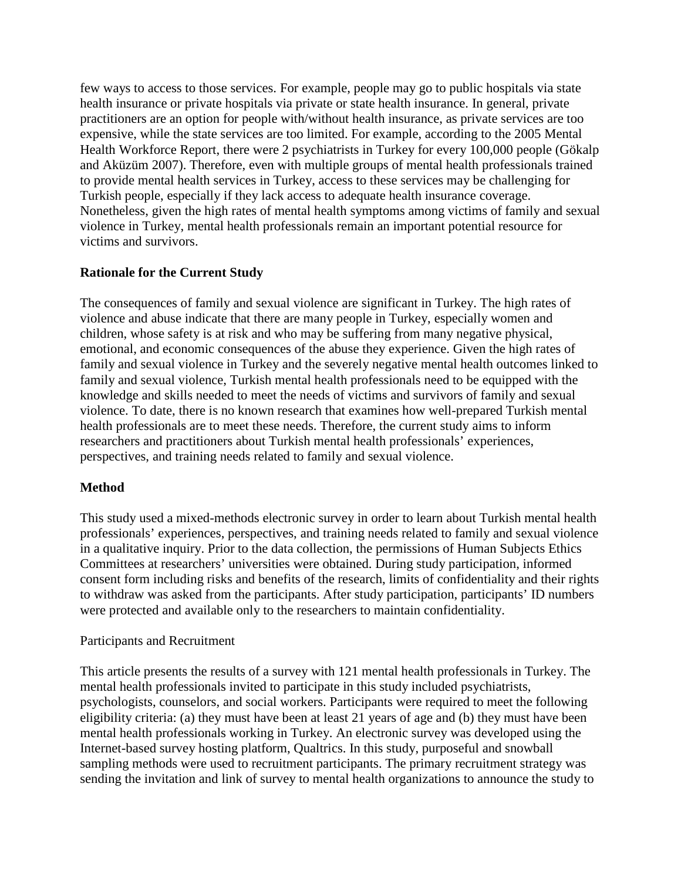few ways to access to those services. For example, people may go to public hospitals via state health insurance or private hospitals via private or state health insurance. In general, private practitioners are an option for people with/without health insurance, as private services are too expensive, while the state services are too limited. For example, according to the 2005 Mental Health Workforce Report, there were 2 psychiatrists in Turkey for every 100,000 people (Gökalp and Aküzüm 2007). Therefore, even with multiple groups of mental health professionals trained to provide mental health services in Turkey, access to these services may be challenging for Turkish people, especially if they lack access to adequate health insurance coverage. Nonetheless, given the high rates of mental health symptoms among victims of family and sexual violence in Turkey, mental health professionals remain an important potential resource for victims and survivors.

## Rationale for the Current Study

The consequences of family and sexual violence are significant in Turkey. The high rates of violence and abuse indicate that there are many people in Turkey, especially women and children, whose safety is at risk and who may be suffering from many negative physical, emotional, and economic consequences of the abuse they experience. Given the high rates of family and sexual violence in Turkey and the severely negative mental health outcomes linked to family and sexual violence, Turkish mental health professionals need to be equipped with the knowledge and skills needed to meet the needs of victims and survivors of family and sexual violence. To date, there is no known research that examines how well-prepared Turkish mental health professionals are to meet these needs. Therefore, the current study aims to inform researchers and practitioners about Turkish mental health professionals' experiences, perspectives, and training needs related to family and sexual violence.

## Method

This study used a mixed-methods electronic survey in order to learn about Turkish mental health professionals' experiences, perspectives, and training needs related to family and sexual violence in a qualitative inquiry. Prior to the data collection, the permissions of Human Subjects Ethics Committees at researchers' universities were obtained. During study participation, informed consent form including risks and benefits of the research, limits of confidentiality and their rights to withdraw was asked from the participants. After study participation, participants' ID numbers were protected and available only to the researchers to maintain confidentiality.

### Participants and Recruitment

This article presents the results of a survey with 121 mental health professionals in Turkey. The mental health professionals invited to participate in this study included psychiatrists, psychologists, counselors, and social workers. Participants were required to meet the following eligibility criteria: (a) they must have been at least 21 years of age and (b) they must have been mental health professionals working in Turkey. An electronic survey was developed using the Internet-based survey hosting platform, Qualtrics. In this study, purposeful and snowball sampling methods were used to recruitment participants. The primary recruitment strategy was sending the invitation and link of survey to mental health organizations to announce the study to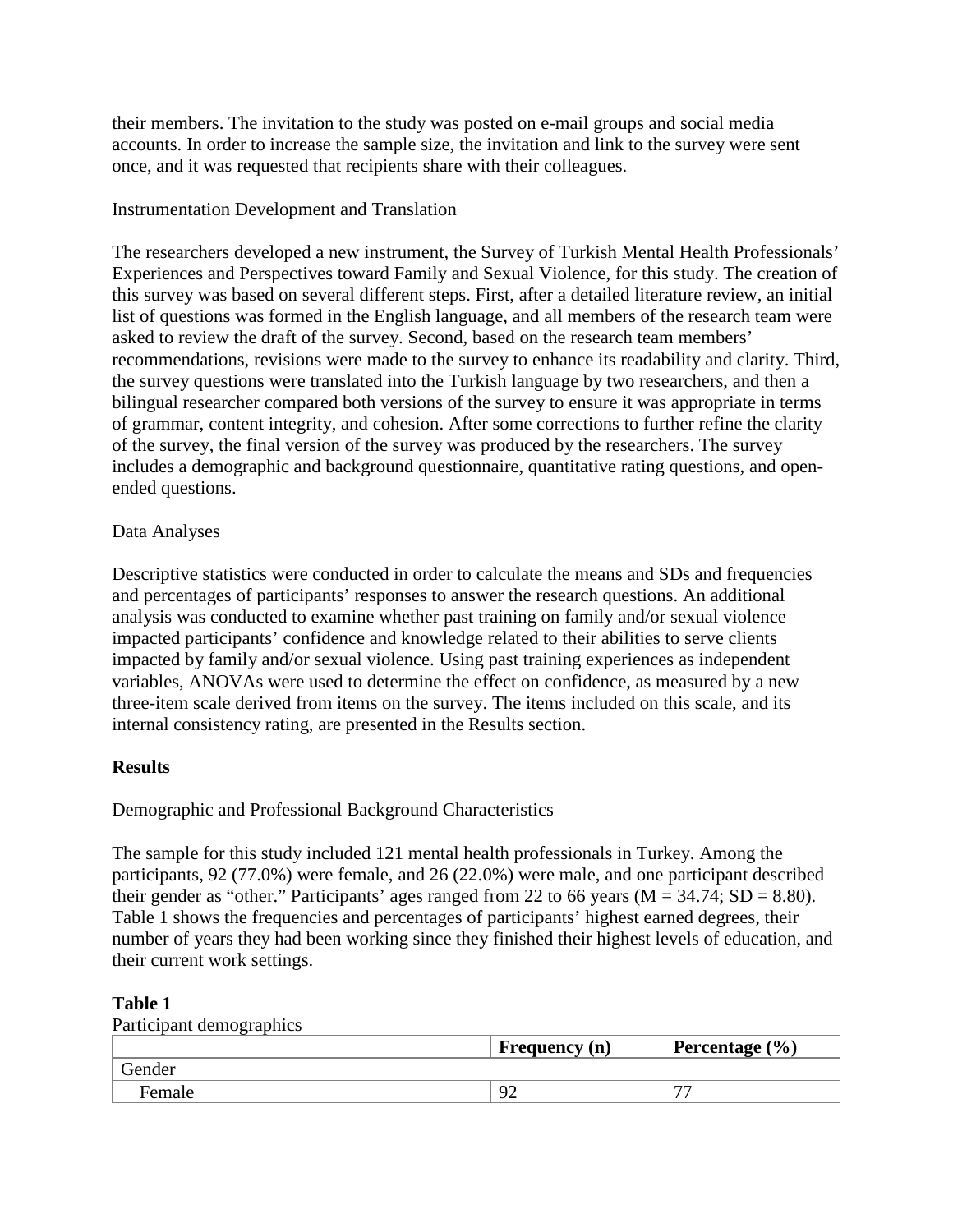their members. The invitation to the study was posted on e-mail groups and social media accounts. In order to increase the sample size, the invitation and link to the survey were sent once, and it was requested that recipients share with their colleagues.

Instrumentation Development and Translation

The researchers developed a new instrument, the Survey of Turkish Mental Health Professionals' Experiences and Perspectives toward Family and Sexual Violence, for this study. The creation of this survey was based on several different steps. First, after a detailed literature review, an initial list of questions was formed in the English language, and all members of the research team were asked to review the draft of the survey. Second, based on the research team members' recommendations, revisions were made to the survey to enhance its readability and clarity. Third, the survey questions were translated into the Turkish language by two researchers, and then a bilingual researcher compared both versions of the survey to ensure it was appropriate in terms of grammar, content integrity, and cohesion. After some corrections to further refine the clarity of the survey, the final version of the survey was produced by the researchers. The survey includes a demographic and background questionnaire, quantitative rating questions, and open-ended questions.

Data Analyses

Descriptive statistics were conducted in order to calculate the means and SDs and frequencies and percentages of participants' responses to answer the research questions. An additional analysis was conducted to examine whether past training on family and/or sexual violence impacted participants' confidence and knowledge related to their abilities to serve clients impacted by family and/or sexual violence. Using past training experiences as independent variables, ANOVAs were used to determine the effect on confidence, as measured by a new three-item scale derived from items on the survey. The items included on this scale, and its internal consistency rating, are presented in the Results section.

## Results

Demographic and Professional Background Characteristics

The sample for this study included 121 mental health professionals in Turkey. Among the participants, 92 (77.0%) were female, and 26 (22.0%) were male, and one participant described their gender as "other." Participants' ages ranged from 22 to 66 years ($M = 34.74$; $SD = 8.80$). Table 1 shows the frequencies and percentages of participants' highest earned degrees, their number of years they had been working since they finished their highest levels of education, and their current work settings.

**Table 1**

Participant demographics

| | Frequency (n) | Percentage (%) |
|---|---|---|
| Gender | | |
| Female | 92 | 77 |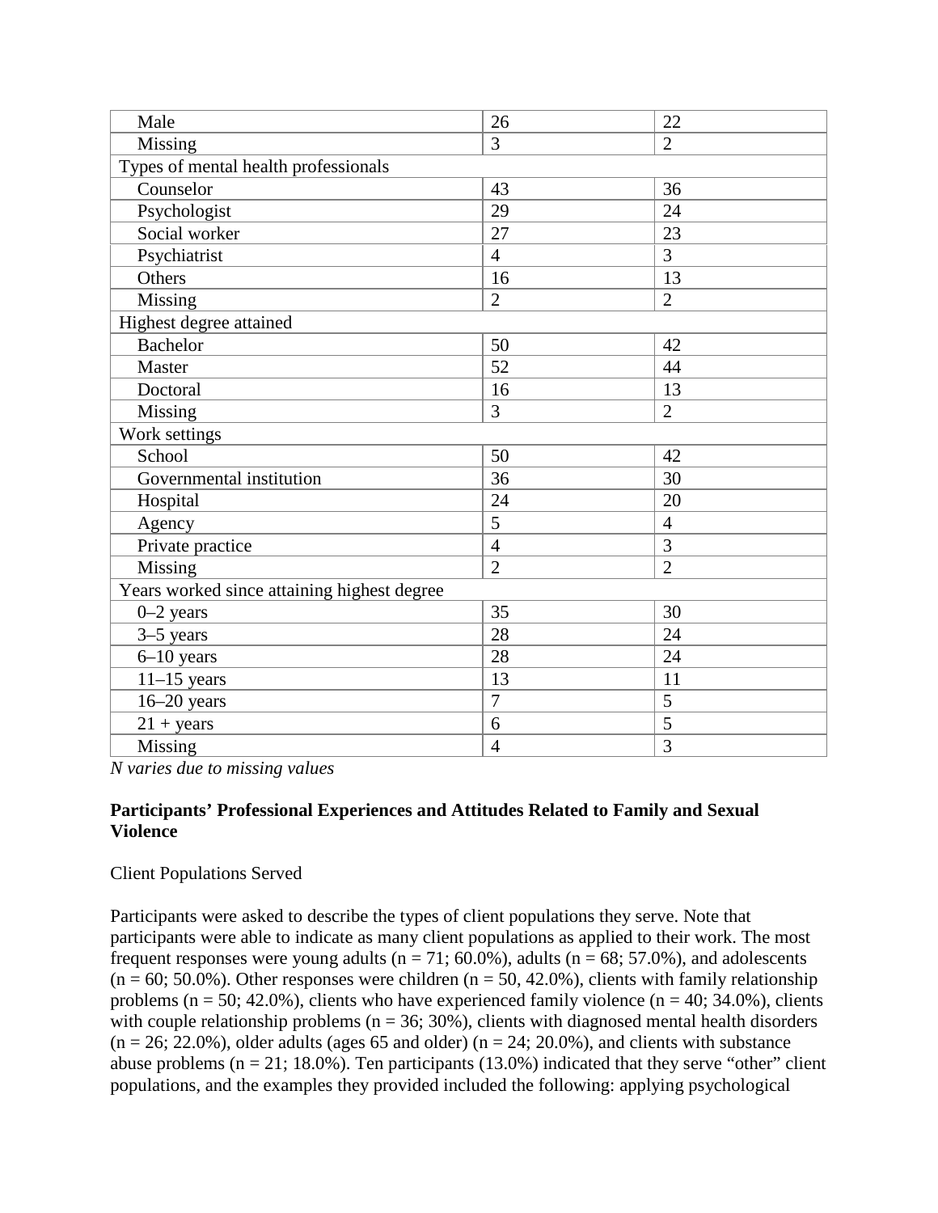| | | |
|---|---|---|
| Male | 26 | 22 |
| Missing | 3 | 2 |
| Types of mental health professionals | | |
| Counselor | 43 | 36 |
| Psychologist | 29 | 24 |
| Social worker | 27 | 23 |
| Psychiatrist | 4 | 3 |
| Others | 16 | 13 |
| Missing | 2 | 2 |
| Highest degree attained | | |
| Bachelor | 50 | 42 |
| Master | 52 | 44 |
| Doctoral | 16 | 13 |
| Missing | 3 | 2 |
| Work settings | | |
| School | 50 | 42 |
| Governmental institution | 36 | 30 |
| Hospital | 24 | 20 |
| Agency | 5 | 4 |
| Private practice | 4 | 3 |
| Missing | 2 | 2 |
| Years worked since attaining highest degree | | |
| 0–2 years | 35 | 30 |
| 3–5 years | 28 | 24 |
| 6–10 years | 28 | 24 |
| 11–15 years | 13 | 11 |
| 16–20 years | 7 | 5 |
| 21 + years | 6 | 5 |
| Missing | 4 | 3 |

*N varies due to missing values*

**Participants' Professional Experiences and Attitudes Related to Family and Sexual Violence**

Client Populations Served

Participants were asked to describe the types of client populations they serve. Note that participants were able to indicate as many client populations as applied to their work. The most frequent responses were young adults (n = 71; 60.0%), adults (n = 68; 57.0%), and adolescents (n = 60; 50.0%). Other responses were children (n = 50, 42.0%), clients with family relationship problems (n = 50; 42.0%), clients who have experienced family violence (n = 40; 34.0%), clients with couple relationship problems (n = 36; 30%), clients with diagnosed mental health disorders (n = 26; 22.0%), older adults (ages 65 and older) (n = 24; 20.0%), and clients with substance abuse problems (n = 21; 18.0%). Ten participants (13.0%) indicated that they serve "other" client populations, and the examples they provided included the following: applying psychological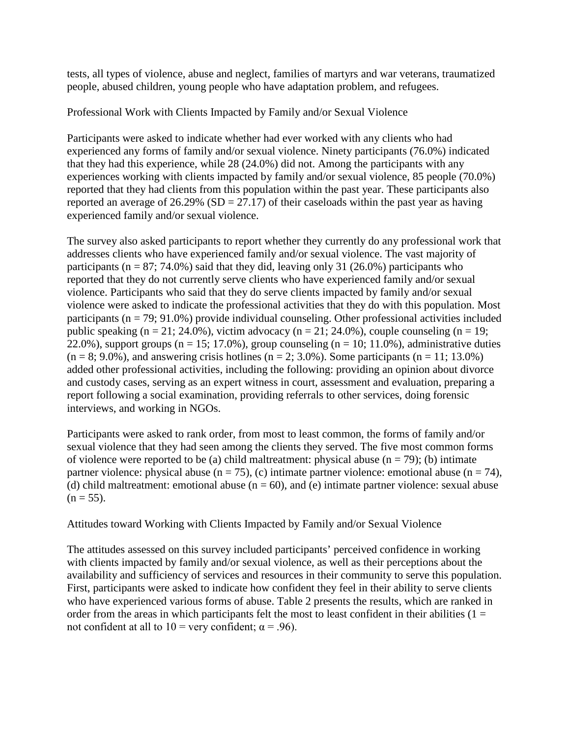tests, all types of violence, abuse and neglect, families of martyrs and war veterans, traumatized people, abused children, young people who have adaptation problem, and refugees.

## Professional Work with Clients Impacted by Family and/or Sexual Violence

Participants were asked to indicate whether had ever worked with any clients who had experienced any forms of family and/or sexual violence. Ninety participants (76.0%) indicated that they had this experience, while 28 (24.0%) did not. Among the participants with any experiences working with clients impacted by family and/or sexual violence, 85 people (70.0%) reported that they had clients from this population within the past year. These participants also reported an average of 26.29% (SD = 27.17) of their caseloads within the past year as having experienced family and/or sexual violence.

The survey also asked participants to report whether they currently do any professional work that addresses clients who have experienced family and/or sexual violence. The vast majority of participants (n = 87; 74.0%) said that they did, leaving only 31 (26.0%) participants who reported that they do not currently serve clients who have experienced family and/or sexual violence. Participants who said that they do serve clients impacted by family and/or sexual violence were asked to indicate the professional activities that they do with this population. Most participants (n = 79; 91.0%) provide individual counseling. Other professional activities included public speaking (n = 21; 24.0%), victim advocacy (n = 21; 24.0%), couple counseling (n = 19; 22.0%), support groups (n = 15; 17.0%), group counseling (n = 10; 11.0%), administrative duties (n = 8; 9.0%), and answering crisis hotlines (n = 2; 3.0%). Some participants (n = 11; 13.0%) added other professional activities, including the following: providing an opinion about divorce and custody cases, serving as an expert witness in court, assessment and evaluation, preparing a report following a social examination, providing referrals to other services, doing forensic interviews, and working in NGOs.

Participants were asked to rank order, from most to least common, the forms of family and/or sexual violence that they had seen among the clients they served. The five most common forms of violence were reported to be (a) child maltreatment: physical abuse (n = 79); (b) intimate partner violence: physical abuse (n = 75), (c) intimate partner violence: emotional abuse (n = 74), (d) child maltreatment: emotional abuse (n = 60), and (e) intimate partner violence: sexual abuse (n = 55).

## Attitudes toward Working with Clients Impacted by Family and/or Sexual Violence

The attitudes assessed on this survey included participants' perceived confidence in working with clients impacted by family and/or sexual violence, as well as their perceptions about the availability and sufficiency of services and resources in their community to serve this population. First, participants were asked to indicate how confident they feel in their ability to serve clients who have experienced various forms of abuse. Table 2 presents the results, which are ranked in order from the areas in which participants felt the most to least confident in their abilities (1 = not confident at all to 10 = very confident; $\alpha = .96$).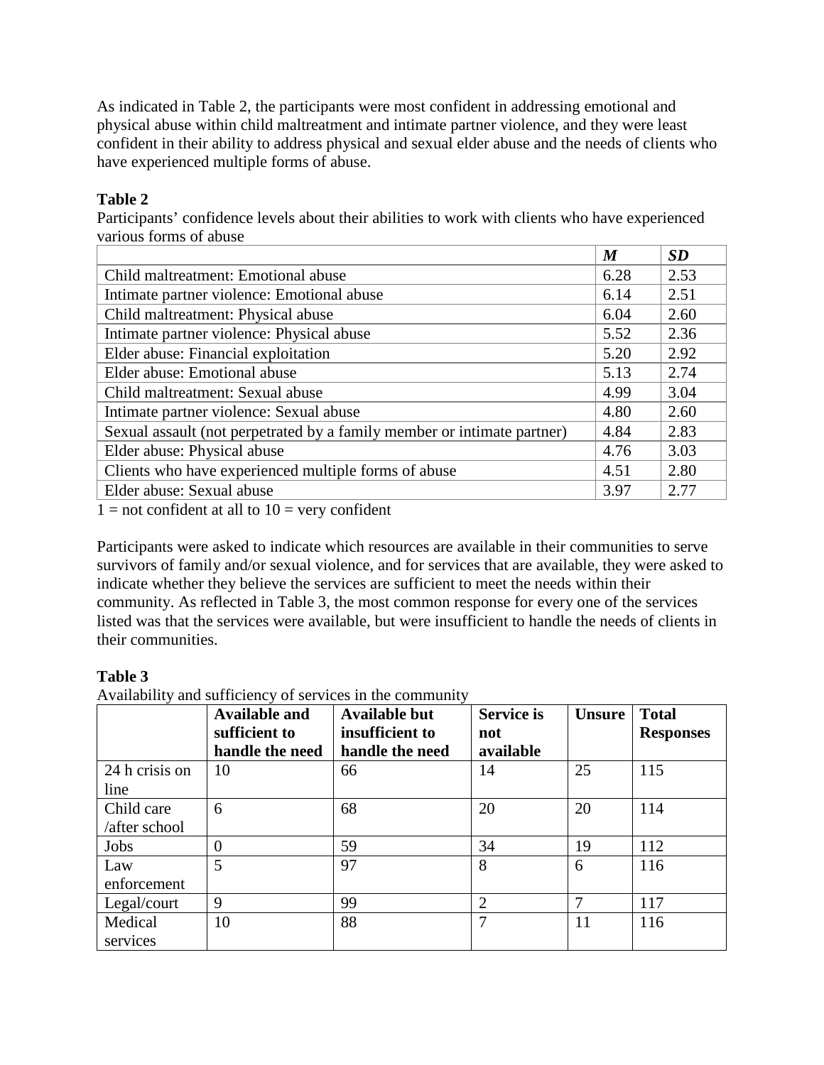As indicated in Table 2, the participants were most confident in addressing emotional and physical abuse within child maltreatment and intimate partner violence, and they were least confident in their ability to address physical and sexual elder abuse and the needs of clients who have experienced multiple forms of abuse.

**Table 2**

Participants' confidence levels about their abilities to work with clients who have experienced various forms of abuse

| | ***M*** | ***SD*** |
|---|---|---|
| Child maltreatment: Emotional abuse | 6.28 | 2.53 |
| Intimate partner violence: Emotional abuse | 6.14 | 2.51 |
| Child maltreatment: Physical abuse | 6.04 | 2.60 |
| Intimate partner violence: Physical abuse | 5.52 | 2.36 |
| Elder abuse: Financial exploitation | 5.20 | 2.92 |
| Elder abuse: Emotional abuse | 5.13 | 2.74 |
| Child maltreatment: Sexual abuse | 4.99 | 3.04 |
| Intimate partner violence: Sexual abuse | 4.80 | 2.60 |
| Sexual assault (not perpetrated by a family member or intimate partner) | 4.84 | 2.83 |
| Elder abuse: Physical abuse | 4.76 | 3.03 |
| Clients who have experienced multiple forms of abuse | 4.51 | 2.80 |
| Elder abuse: Sexual abuse | 3.97 | 2.77 |

1 = not confident at all to 10 = very confident

Participants were asked to indicate which resources are available in their communities to serve survivors of family and/or sexual violence, and for services that are available, they were asked to indicate whether they believe the services are sufficient to meet the needs within their community. As reflected in Table 3, the most common response for every one of the services listed was that the services were available, but were insufficient to handle the needs of clients in their communities.

**Table 3**

Availability and sufficiency of services in the community

| | **Available and sufficient to handle the need** | **Available but insufficient to handle the need** | **Service is not available** | **Unsure** | **Total Responses** |
|---|---|---|---|---|---|
| 24 h crisis on line | 10 | 66 | 14 | 25 | 115 |
| Child care /after school | 6 | 68 | 20 | 20 | 114 |
| Jobs | 0 | 59 | 34 | 19 | 112 |
| Law enforcement | 5 | 97 | 8 | 6 | 116 |
| Legal/court | 9 | 99 | 2 | 7 | 117 |
| Medical services | 10 | 88 | 7 | 11 | 116 |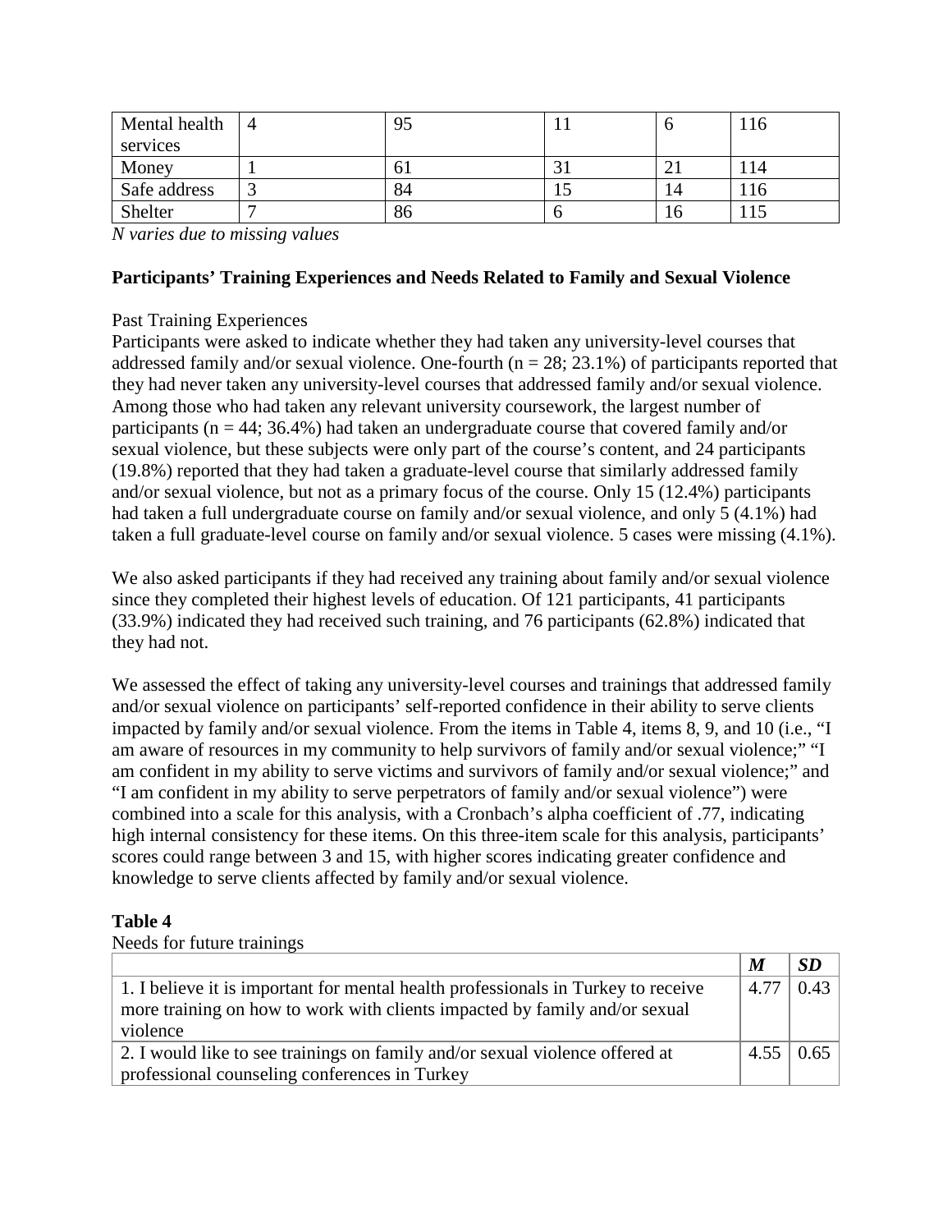| Mental health services | 4 | 95 | 11 | 6 | 116 |
|---|---|---|---|---|---|
| Money | 1 | 61 | 31 | 21 | 114 |
| Safe address | 3 | 84 | 15 | 14 | 116 |
| Shelter | 7 | 86 | 6 | 16 | 115 |

*N varies due to missing values*

**Participants' Training Experiences and Needs Related to Family and Sexual Violence**

Past Training Experiences

Participants were asked to indicate whether they had taken any university-level courses that addressed family and/or sexual violence. One-fourth (n = 28; 23.1%) of participants reported that they had never taken any university-level courses that addressed family and/or sexual violence. Among those who had taken any relevant university coursework, the largest number of participants (n = 44; 36.4%) had taken an undergraduate course that covered family and/or sexual violence, but these subjects were only part of the course's content, and 24 participants (19.8%) reported that they had taken a graduate-level course that similarly addressed family and/or sexual violence, but not as a primary focus of the course. Only 15 (12.4%) participants had taken a full undergraduate course on family and/or sexual violence, and only 5 (4.1%) had taken a full graduate-level course on family and/or sexual violence. 5 cases were missing (4.1%).

We also asked participants if they had received any training about family and/or sexual violence since they completed their highest levels of education. Of 121 participants, 41 participants (33.9%) indicated they had received such training, and 76 participants (62.8%) indicated that they had not.

We assessed the effect of taking any university-level courses and trainings that addressed family and/or sexual violence on participants' self-reported confidence in their ability to serve clients impacted by family and/or sexual violence. From the items in Table 4, items 8, 9, and 10 (i.e., "I am aware of resources in my community to help survivors of family and/or sexual violence;" "I am confident in my ability to serve victims and survivors of family and/or sexual violence;" and "I am confident in my ability to serve perpetrators of family and/or sexual violence") were combined into a scale for this analysis, with a Cronbach's alpha coefficient of .77, indicating high internal consistency for these items. On this three-item scale for this analysis, participants' scores could range between 3 and 15, with higher scores indicating greater confidence and knowledge to serve clients affected by family and/or sexual violence.

**Table 4**

Needs for future trainings

| | ***M*** | ***SD*** |
|---|---|---|
| 1. I believe it is important for mental health professionals in Turkey to receive more training on how to work with clients impacted by family and/or sexual violence | 4.77 | 0.43 |
| 2. I would like to see trainings on family and/or sexual violence offered at professional counseling conferences in Turkey | 4.55 | 0.65 |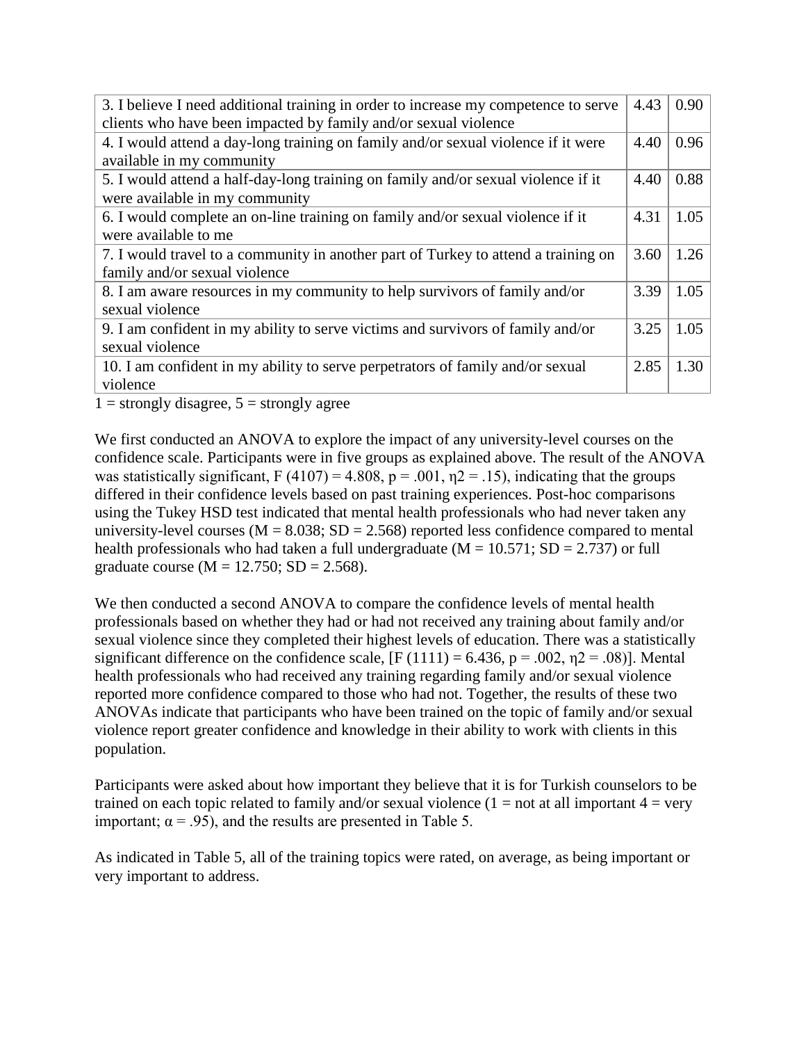| | | |
|---|---|---|
| 3. I believe I need additional training in order to increase my competence to serve clients who have been impacted by family and/or sexual violence | 4.43 | 0.90 |
| 4. I would attend a day-long training on family and/or sexual violence if it were available in my community | 4.40 | 0.96 |
| 5. I would attend a half-day-long training on family and/or sexual violence if it were available in my community | 4.40 | 0.88 |
| 6. I would complete an on-line training on family and/or sexual violence if it were available to me | 4.31 | 1.05 |
| 7. I would travel to a community in another part of Turkey to attend a training on family and/or sexual violence | 3.60 | 1.26 |
| 8. I am aware resources in my community to help survivors of family and/or sexual violence | 3.39 | 1.05 |
| 9. I am confident in my ability to serve victims and survivors of family and/or sexual violence | 3.25 | 1.05 |
| 10. I am confident in my ability to serve perpetrators of family and/or sexual violence | 2.85 | 1.30 |

1 = strongly disagree, 5 = strongly agree

We first conducted an ANOVA to explore the impact of any university-level courses on the confidence scale. Participants were in five groups as explained above. The result of the ANOVA was statistically significant, $F (4107) = 4.808$, $p = .001$, $\eta 2 = .15$), indicating that the groups differed in their confidence levels based on past training experiences. Post-hoc comparisons using the Tukey HSD test indicated that mental health professionals who had never taken any university-level courses ($M = 8.038$; $SD = 2.568$) reported less confidence compared to mental health professionals who had taken a full undergraduate ($M = 10.571$; $SD = 2.737$) or full graduate course ($M = 12.750$; $SD = 2.568$).

We then conducted a second ANOVA to compare the confidence levels of mental health professionals based on whether they had or had not received any training about family and/or sexual violence since they completed their highest levels of education. There was a statistically significant difference on the confidence scale, [$F (1111) = 6.436$, $p = .002$, $\eta 2 = .08$)]. Mental health professionals who had received any training regarding family and/or sexual violence reported more confidence compared to those who had not. Together, the results of these two ANOVAs indicate that participants who have been trained on the topic of family and/or sexual violence report greater confidence and knowledge in their ability to work with clients in this population.

Participants were asked about how important they believe that it is for Turkish counselors to be trained on each topic related to family and/or sexual violence (1 = not at all important 4 = very important; $\alpha = .95$), and the results are presented in Table 5.

As indicated in Table 5, all of the training topics were rated, on average, as being important or very important to address.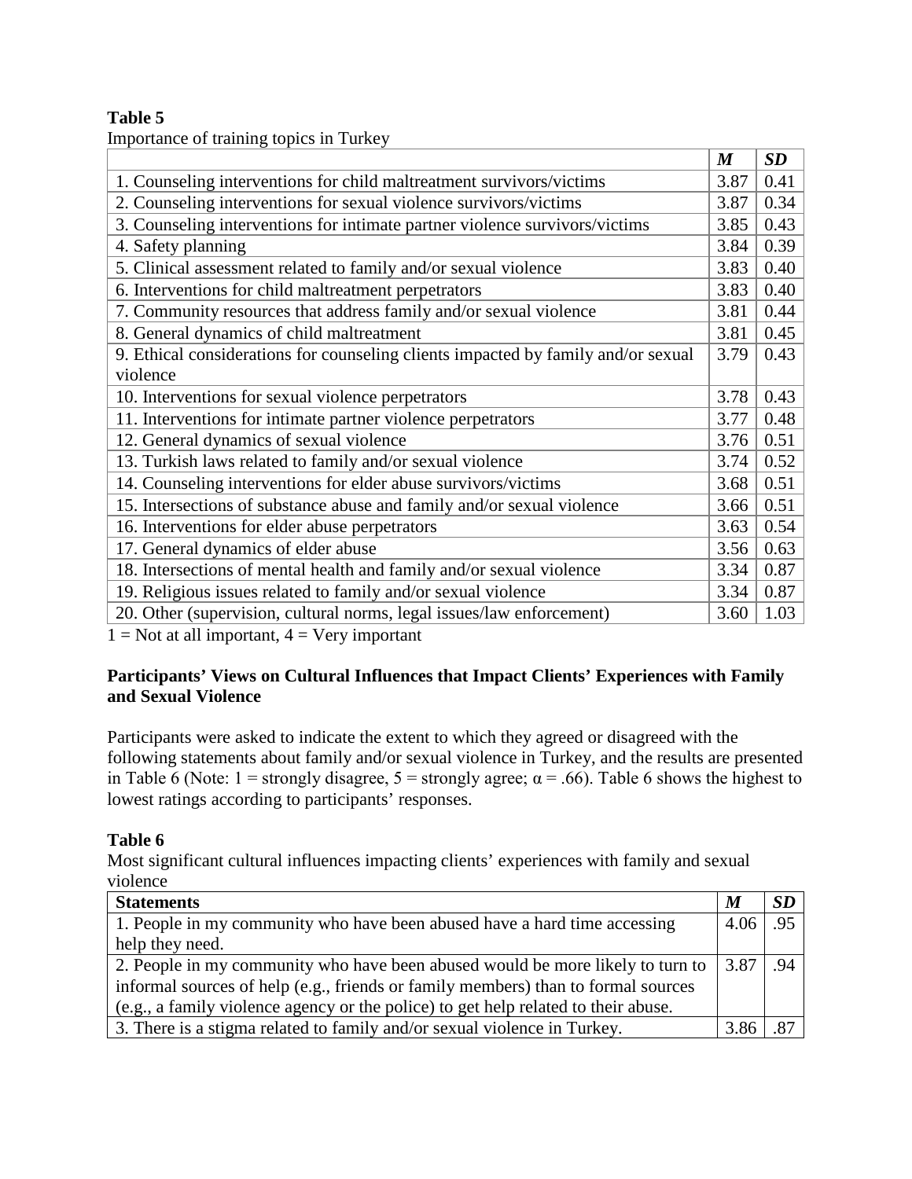**Table 5**
Importance of training topics in Turkey

| | *M* | *SD* |
|---|---|---|
| 1. Counseling interventions for child maltreatment survivors/victims | 3.87 | 0.41 |
| 2. Counseling interventions for sexual violence survivors/victims | 3.87 | 0.34 |
| 3. Counseling interventions for intimate partner violence survivors/victims | 3.85 | 0.43 |
| 4. Safety planning | 3.84 | 0.39 |
| 5. Clinical assessment related to family and/or sexual violence | 3.83 | 0.40 |
| 6. Interventions for child maltreatment perpetrators | 3.83 | 0.40 |
| 7. Community resources that address family and/or sexual violence | 3.81 | 0.44 |
| 8. General dynamics of child maltreatment | 3.81 | 0.45 |
| 9. Ethical considerations for counseling clients impacted by family and/or sexual violence | 3.79 | 0.43 |
| 10. Interventions for sexual violence perpetrators | 3.78 | 0.43 |
| 11. Interventions for intimate partner violence perpetrators | 3.77 | 0.48 |
| 12. General dynamics of sexual violence | 3.76 | 0.51 |
| 13. Turkish laws related to family and/or sexual violence | 3.74 | 0.52 |
| 14. Counseling interventions for elder abuse survivors/victims | 3.68 | 0.51 |
| 15. Intersections of substance abuse and family and/or sexual violence | 3.66 | 0.51 |
| 16. Interventions for elder abuse perpetrators | 3.63 | 0.54 |
| 17. General dynamics of elder abuse | 3.56 | 0.63 |
| 18. Intersections of mental health and family and/or sexual violence | 3.34 | 0.87 |
| 19. Religious issues related to family and/or sexual violence | 3.34 | 0.87 |
| 20. Other (supervision, cultural norms, legal issues/law enforcement) | 3.60 | 1.03 |

1 = Not at all important, 4 = Very important

### Participants' Views on Cultural Influences that Impact Clients' Experiences with Family and Sexual Violence

Participants were asked to indicate the extent to which they agreed or disagreed with the following statements about family and/or sexual violence in Turkey, and the results are presented in Table 6 (Note: 1 = strongly disagree, 5 = strongly agree; $\alpha = .66$). Table 6 shows the highest to lowest ratings according to participants' responses.

**Table 6**
Most significant cultural influences impacting clients' experiences with family and sexual violence

| **Statements** | *M* | *SD* |
|---|---|---|
| 1. People in my community who have been abused have a hard time accessing help they need. | 4.06 | .95 |
| 2. People in my community who have been abused would be more likely to turn to informal sources of help (e.g., friends or family members) than to formal sources (e.g., a family violence agency or the police) to get help related to their abuse. | 3.87 | .94 |
| 3. There is a stigma related to family and/or sexual violence in Turkey. | 3.86 | .87 |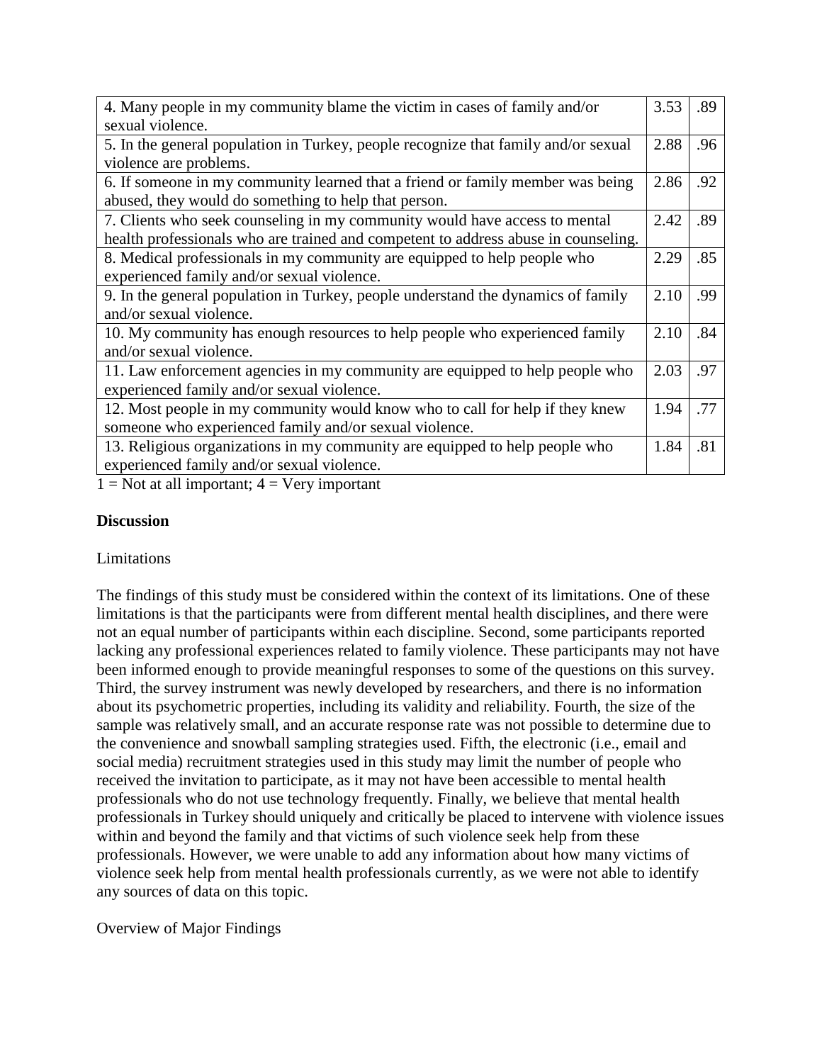| | | |
|---|---|---|
| 4. Many people in my community blame the victim in cases of family and/or sexual violence. | 3.53 | .89 |
| 5. In the general population in Turkey, people recognize that family and/or sexual violence are problems. | 2.88 | .96 |
| 6. If someone in my community learned that a friend or family member was being abused, they would do something to help that person. | 2.86 | .92 |
| 7. Clients who seek counseling in my community would have access to mental health professionals who are trained and competent to address abuse in counseling. | 2.42 | .89 |
| 8. Medical professionals in my community are equipped to help people who experienced family and/or sexual violence. | 2.29 | .85 |
| 9. In the general population in Turkey, people understand the dynamics of family and/or sexual violence. | 2.10 | .99 |
| 10. My community has enough resources to help people who experienced family and/or sexual violence. | 2.10 | .84 |
| 11. Law enforcement agencies in my community are equipped to help people who experienced family and/or sexual violence. | 2.03 | .97 |
| 12. Most people in my community would know who to call for help if they knew someone who experienced family and/or sexual violence. | 1.94 | .77 |
| 13. Religious organizations in my community are equipped to help people who experienced family and/or sexual violence. | 1.84 | .81 |

1 = Not at all important; 4 = Very important

## Discussion

### Limitations

The findings of this study must be considered within the context of its limitations. One of these limitations is that the participants were from different mental health disciplines, and there were not an equal number of participants within each discipline. Second, some participants reported lacking any professional experiences related to family violence. These participants may not have been informed enough to provide meaningful responses to some of the questions on this survey. Third, the survey instrument was newly developed by researchers, and there is no information about its psychometric properties, including its validity and reliability. Fourth, the size of the sample was relatively small, and an accurate response rate was not possible to determine due to the convenience and snowball sampling strategies used. Fifth, the electronic (i.e., email and social media) recruitment strategies used in this study may limit the number of people who received the invitation to participate, as it may not have been accessible to mental health professionals who do not use technology frequently. Finally, we believe that mental health professionals in Turkey should uniquely and critically be placed to intervene with violence issues within and beyond the family and that victims of such violence seek help from these professionals. However, we were unable to add any information about how many victims of violence seek help from mental health professionals currently, as we were not able to identify any sources of data on this topic.

### Overview of Major Findings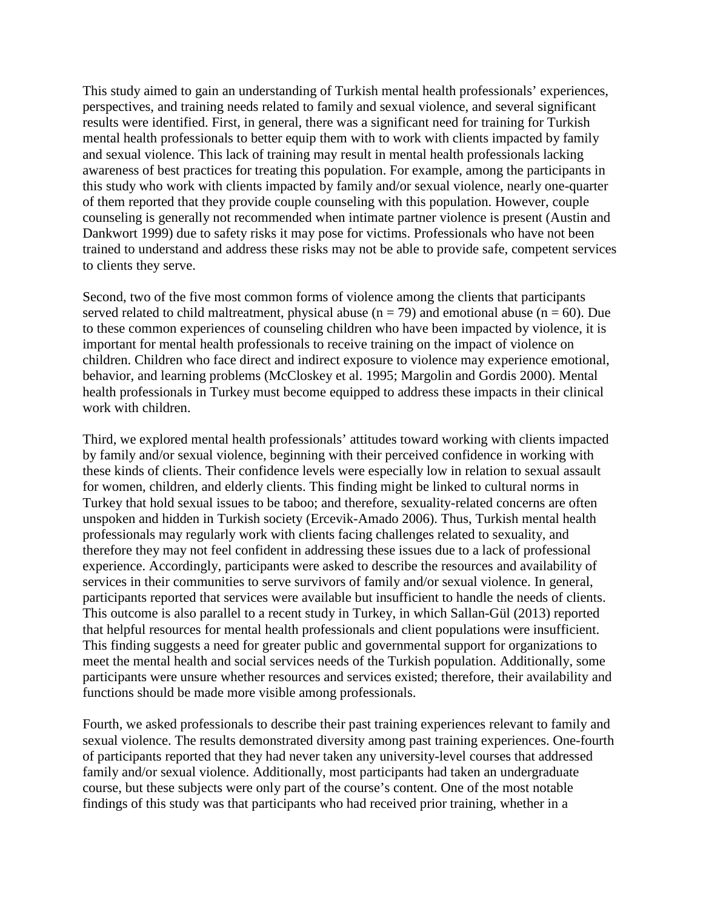This study aimed to gain an understanding of Turkish mental health professionals' experiences, perspectives, and training needs related to family and sexual violence, and several significant results were identified. First, in general, there was a significant need for training for Turkish mental health professionals to better equip them with to work with clients impacted by family and sexual violence. This lack of training may result in mental health professionals lacking awareness of best practices for treating this population. For example, among the participants in this study who work with clients impacted by family and/or sexual violence, nearly one-quarter of them reported that they provide couple counseling with this population. However, couple counseling is generally not recommended when intimate partner violence is present (Austin and Dankwort 1999) due to safety risks it may pose for victims. Professionals who have not been trained to understand and address these risks may not be able to provide safe, competent services to clients they serve.

Second, two of the five most common forms of violence among the clients that participants served related to child maltreatment, physical abuse ($n = 79$) and emotional abuse ($n = 60$). Due to these common experiences of counseling children who have been impacted by violence, it is important for mental health professionals to receive training on the impact of violence on children. Children who face direct and indirect exposure to violence may experience emotional, behavior, and learning problems (McCloskey et al. 1995; Margolin and Gordis 2000). Mental health professionals in Turkey must become equipped to address these impacts in their clinical work with children.

Third, we explored mental health professionals' attitudes toward working with clients impacted by family and/or sexual violence, beginning with their perceived confidence in working with these kinds of clients. Their confidence levels were especially low in relation to sexual assault for women, children, and elderly clients. This finding might be linked to cultural norms in Turkey that hold sexual issues to be taboo; and therefore, sexuality-related concerns are often unspoken and hidden in Turkish society (Ercevik-Amado 2006). Thus, Turkish mental health professionals may regularly work with clients facing challenges related to sexuality, and therefore they may not feel confident in addressing these issues due to a lack of professional experience. Accordingly, participants were asked to describe the resources and availability of services in their communities to serve survivors of family and/or sexual violence. In general, participants reported that services were available but insufficient to handle the needs of clients. This outcome is also parallel to a recent study in Turkey, in which Sallan-Gül (2013) reported that helpful resources for mental health professionals and client populations were insufficient. This finding suggests a need for greater public and governmental support for organizations to meet the mental health and social services needs of the Turkish population. Additionally, some participants were unsure whether resources and services existed; therefore, their availability and functions should be made more visible among professionals.

Fourth, we asked professionals to describe their past training experiences relevant to family and sexual violence. The results demonstrated diversity among past training experiences. One-fourth of participants reported that they had never taken any university-level courses that addressed family and/or sexual violence. Additionally, most participants had taken an undergraduate course, but these subjects were only part of the course's content. One of the most notable findings of this study was that participants who had received prior training, whether in a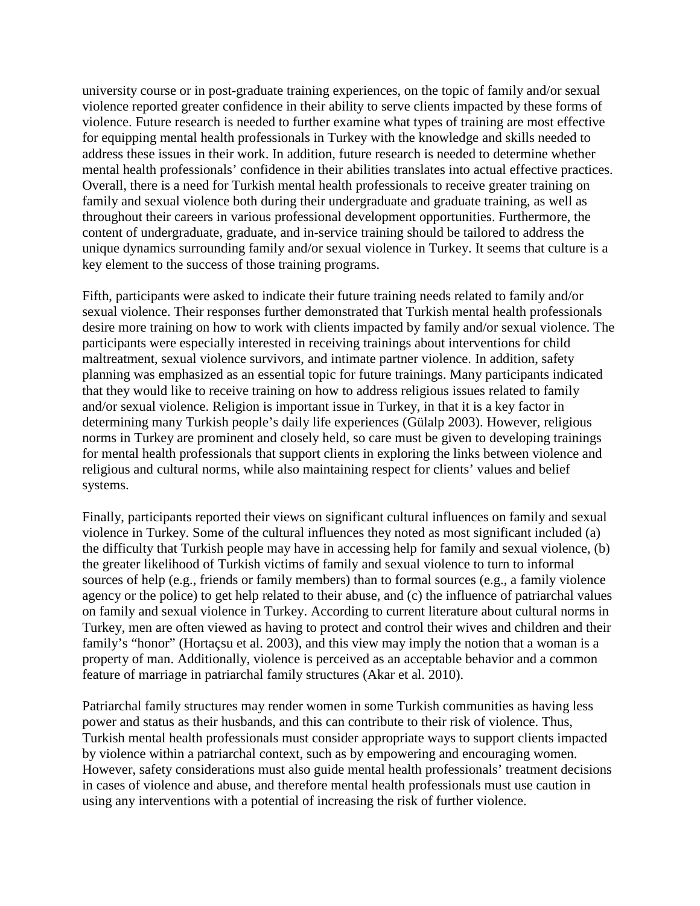university course or in post-graduate training experiences, on the topic of family and/or sexual violence reported greater confidence in their ability to serve clients impacted by these forms of violence. Future research is needed to further examine what types of training are most effective for equipping mental health professionals in Turkey with the knowledge and skills needed to address these issues in their work. In addition, future research is needed to determine whether mental health professionals' confidence in their abilities translates into actual effective practices. Overall, there is a need for Turkish mental health professionals to receive greater training on family and sexual violence both during their undergraduate and graduate training, as well as throughout their careers in various professional development opportunities. Furthermore, the content of undergraduate, graduate, and in-service training should be tailored to address the unique dynamics surrounding family and/or sexual violence in Turkey. It seems that culture is a key element to the success of those training programs.

Fifth, participants were asked to indicate their future training needs related to family and/or sexual violence. Their responses further demonstrated that Turkish mental health professionals desire more training on how to work with clients impacted by family and/or sexual violence. The participants were especially interested in receiving trainings about interventions for child maltreatment, sexual violence survivors, and intimate partner violence. In addition, safety planning was emphasized as an essential topic for future trainings. Many participants indicated that they would like to receive training on how to address religious issues related to family and/or sexual violence. Religion is important issue in Turkey, in that it is a key factor in determining many Turkish people's daily life experiences (Gülalp 2003). However, religious norms in Turkey are prominent and closely held, so care must be given to developing trainings for mental health professionals that support clients in exploring the links between violence and religious and cultural norms, while also maintaining respect for clients' values and belief systems.

Finally, participants reported their views on significant cultural influences on family and sexual violence in Turkey. Some of the cultural influences they noted as most significant included (a) the difficulty that Turkish people may have in accessing help for family and sexual violence, (b) the greater likelihood of Turkish victims of family and sexual violence to turn to informal sources of help (e.g., friends or family members) than to formal sources (e.g., a family violence agency or the police) to get help related to their abuse, and (c) the influence of patriarchal values on family and sexual violence in Turkey. According to current literature about cultural norms in Turkey, men are often viewed as having to protect and control their wives and children and their family's "honor" (Hortaçsu et al. 2003), and this view may imply the notion that a woman is a property of man. Additionally, violence is perceived as an acceptable behavior and a common feature of marriage in patriarchal family structures (Akar et al. 2010).

Patriarchal family structures may render women in some Turkish communities as having less power and status as their husbands, and this can contribute to their risk of violence. Thus, Turkish mental health professionals must consider appropriate ways to support clients impacted by violence within a patriarchal context, such as by empowering and encouraging women. However, safety considerations must also guide mental health professionals' treatment decisions in cases of violence and abuse, and therefore mental health professionals must use caution in using any interventions with a potential of increasing the risk of further violence.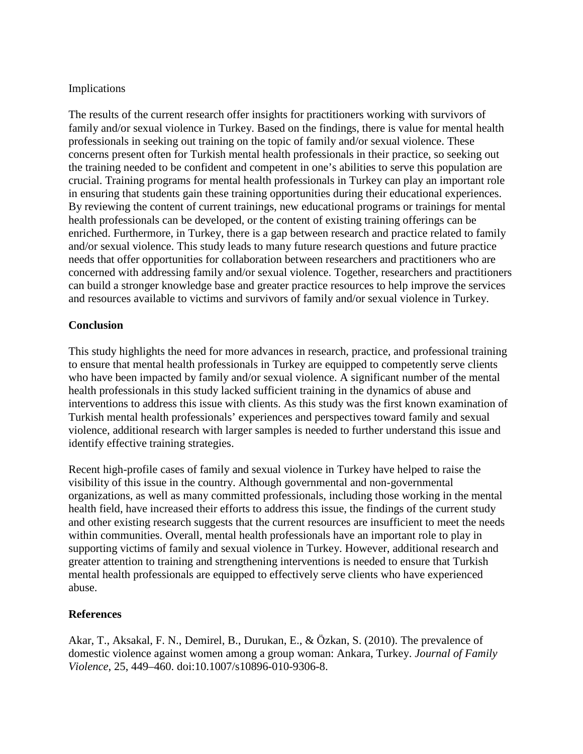## Implications

The results of the current research offer insights for practitioners working with survivors of family and/or sexual violence in Turkey. Based on the findings, there is value for mental health professionals in seeking out training on the topic of family and/or sexual violence. These concerns present often for Turkish mental health professionals in their practice, so seeking out the training needed to be confident and competent in one's abilities to serve this population are crucial. Training programs for mental health professionals in Turkey can play an important role in ensuring that students gain these training opportunities during their educational experiences. By reviewing the content of current trainings, new educational programs or trainings for mental health professionals can be developed, or the content of existing training offerings can be enriched. Furthermore, in Turkey, there is a gap between research and practice related to family and/or sexual violence. This study leads to many future research questions and future practice needs that offer opportunities for collaboration between researchers and practitioners who are concerned with addressing family and/or sexual violence. Together, researchers and practitioners can build a stronger knowledge base and greater practice resources to help improve the services and resources available to victims and survivors of family and/or sexual violence in Turkey.

## Conclusion

This study highlights the need for more advances in research, practice, and professional training to ensure that mental health professionals in Turkey are equipped to competently serve clients who have been impacted by family and/or sexual violence. A significant number of the mental health professionals in this study lacked sufficient training in the dynamics of abuse and interventions to address this issue with clients. As this study was the first known examination of Turkish mental health professionals' experiences and perspectives toward family and sexual violence, additional research with larger samples is needed to further understand this issue and identify effective training strategies.

Recent high-profile cases of family and sexual violence in Turkey have helped to raise the visibility of this issue in the country. Although governmental and non-governmental organizations, as well as many committed professionals, including those working in the mental health field, have increased their efforts to address this issue, the findings of the current study and other existing research suggests that the current resources are insufficient to meet the needs within communities. Overall, mental health professionals have an important role to play in supporting victims of family and sexual violence in Turkey. However, additional research and greater attention to training and strengthening interventions is needed to ensure that Turkish mental health professionals are equipped to effectively serve clients who have experienced abuse.

## References

Akar, T., Aksakal, F. N., Demirel, B., Durukan, E., & Özkan, S. (2010). The prevalence of domestic violence against women among a group woman: Ankara, Turkey. *Journal of Family Violence*, 25, 449–460. doi:10.1007/s10896-010-9306-8.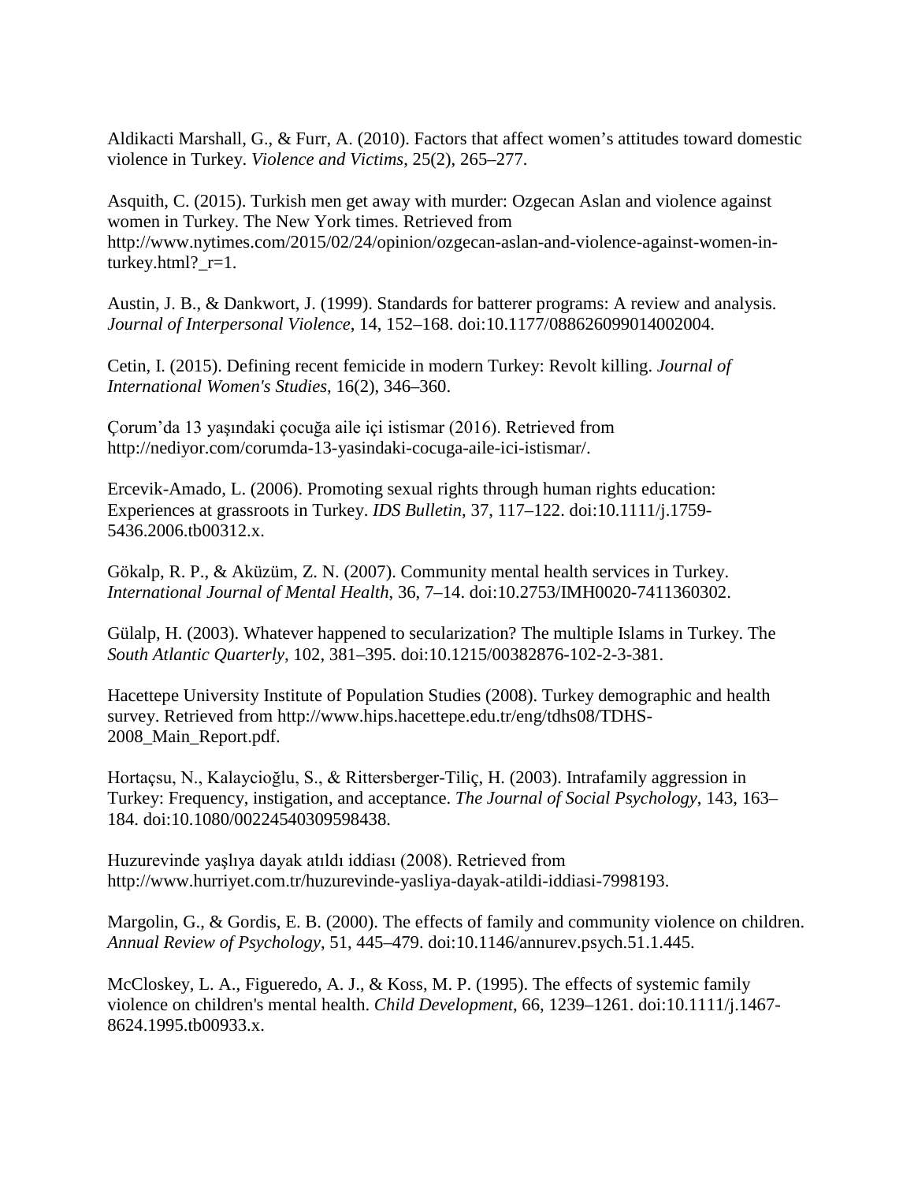Aldikacti Marshall, G., & Furr, A. (2010). Factors that affect women's attitudes toward domestic violence in Turkey. *Violence and Victims*, 25(2), 265–277.

Asquith, C. (2015). Turkish men get away with murder: Ozgecan Aslan and violence against women in Turkey. The New York times. Retrieved from http://www.nytimes.com/2015/02/24/opinion/ozgecan-aslan-and-violence-against-women-in-turkey.html?_r=1.

Austin, J. B., & Dankwort, J. (1999). Standards for batterer programs: A review and analysis. *Journal of Interpersonal Violence*, 14, 152–168. doi:10.1177/088626099014002004.

Cetin, I. (2015). Defining recent femicide in modern Turkey: Revolt killing. *Journal of International Women's Studies*, 16(2), 346–360.

Çorum'da 13 yaşındaki çocuğa aile içi istismar (2016). Retrieved from http://nediyor.com/corumda-13-yasindaki-cocuga-aile-ici-istismar/.

Ercevik-Amado, L. (2006). Promoting sexual rights through human rights education: Experiences at grassroots in Turkey. *IDS Bulletin*, 37, 117–122. doi:10.1111/j.1759-5436.2006.tb00312.x.

Gökalp, R. P., & Aküzüm, Z. N. (2007). Community mental health services in Turkey. *International Journal of Mental Health*, 36, 7–14. doi:10.2753/IMH0020-7411360302.

Gülalp, H. (2003). Whatever happened to secularization? The multiple Islams in Turkey. The *South Atlantic Quarterly*, 102, 381–395. doi:10.1215/00382876-102-2-3-381.

Hacettepe University Institute of Population Studies (2008). Turkey demographic and health survey. Retrieved from http://www.hips.hacettepe.edu.tr/eng/tdhs08/TDHS-2008_Main_Report.pdf.

Hortaçsu, N., Kalaycioğlu, S., & Rittersberger-Tiliç, H. (2003). Intrafamily aggression in Turkey: Frequency, instigation, and acceptance. *The Journal of Social Psychology*, 143, 163–184. doi:10.1080/00224540309598438.

Huzurevinde yaşlıya dayak atıldı iddiası (2008). Retrieved from http://www.hurriyet.com.tr/huzurevinde-yasliya-dayak-atildi-iddiasi-7998193.

Margolin, G., & Gordis, E. B. (2000). The effects of family and community violence on children. *Annual Review of Psychology*, 51, 445–479. doi:10.1146/annurev.psych.51.1.445.

McCloskey, L. A., Figueredo, A. J., & Koss, M. P. (1995). The effects of systemic family violence on children's mental health. *Child Development*, 66, 1239–1261. doi:10.1111/j.1467-8624.1995.tb00933.x.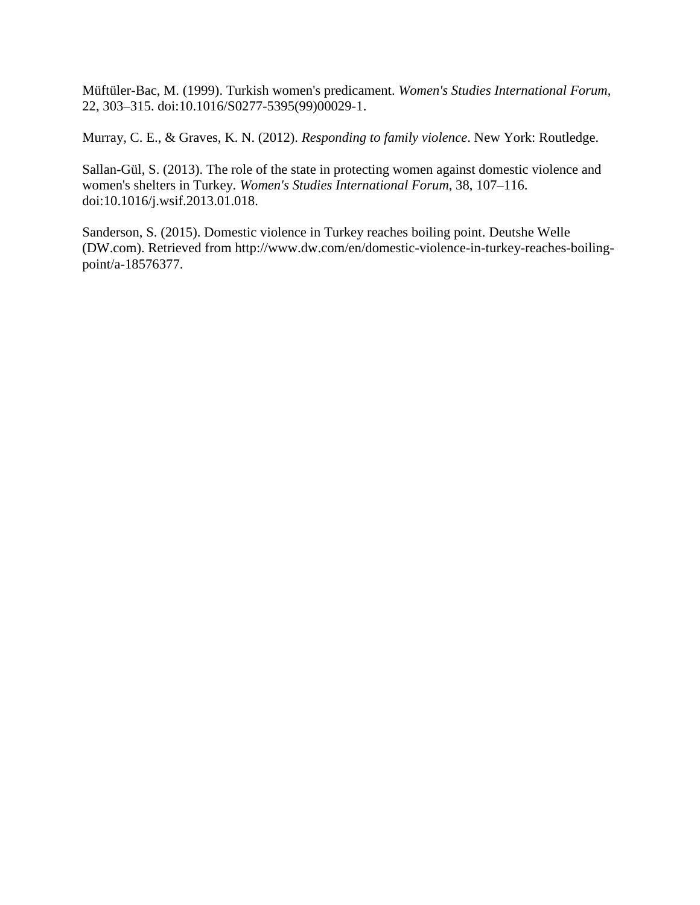Müftüler-Bac, M. (1999). Turkish women's predicament. *Women's Studies International Forum*, 22, 303–315. doi:10.1016/S0277-5395(99)00029-1.

Murray, C. E., & Graves, K. N. (2012). *Responding to family violence*. New York: Routledge.

Sallan-Gül, S. (2013). The role of the state in protecting women against domestic violence and women's shelters in Turkey. *Women's Studies International Forum*, 38, 107–116. doi:10.1016/j.wsif.2013.01.018.

Sanderson, S. (2015). Domestic violence in Turkey reaches boiling point. Deutshe Welle (DW.com). Retrieved from http://www.dw.com/en/domestic-violence-in-turkey-reaches-boiling-point/a-18576377.